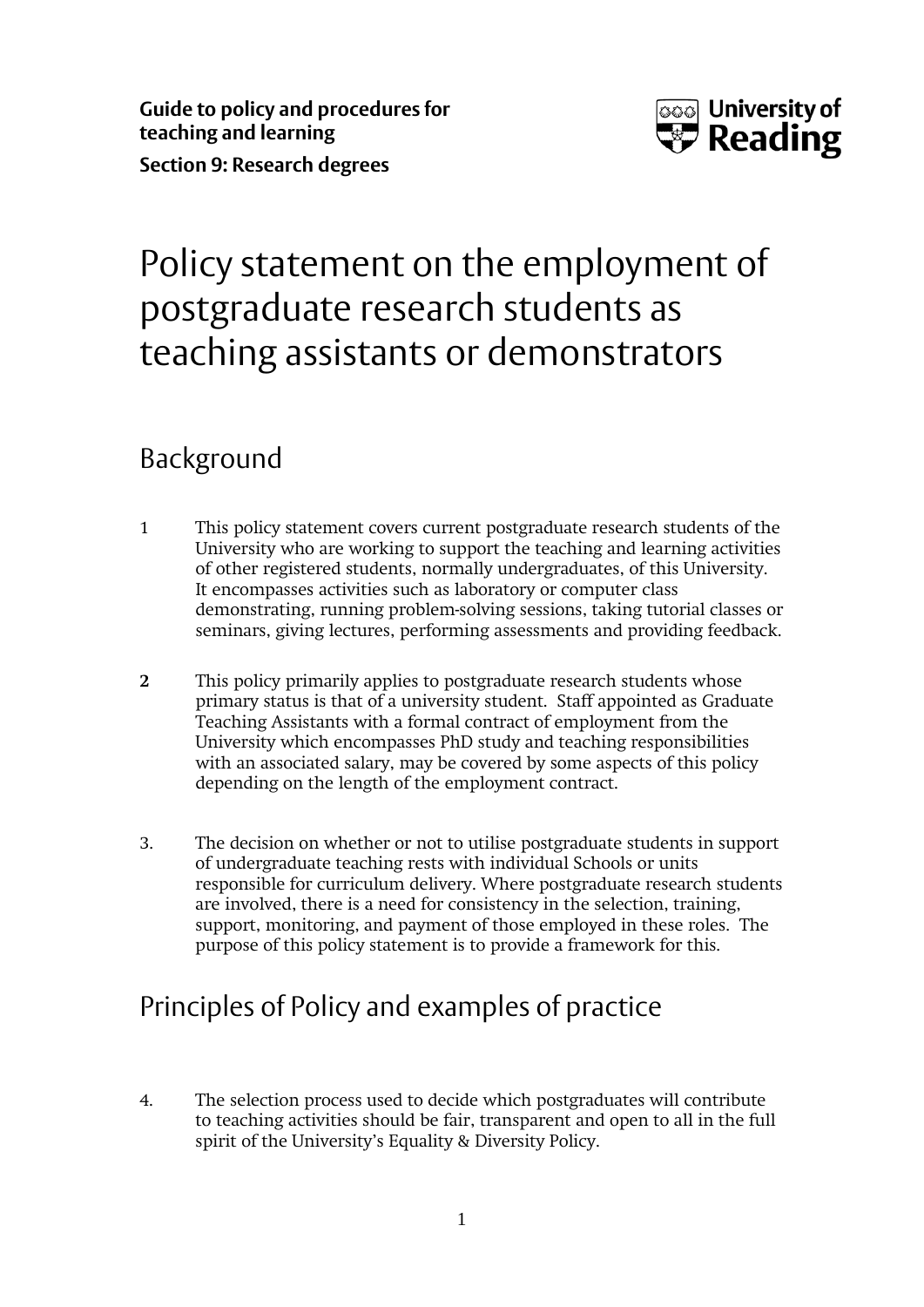**Guide to policy and procedures for teaching and learning**

**Section 9: Research degrees**

# Policy statement on the employment of postgraduate research students as teaching assistants or demonstrators

## Background

1 This policy statement covers current postgraduate research students of the University who are working to support the teaching and learning activities of other registered students, normally undergraduates, of this University. It encompasses activities such as laboratory or computer class demonstrating, running problem-solving sessions, taking tutorial classes or seminars, giving lectures, performing assessments and providing feedback.

**2** This policy primarily applies to postgraduate research students whose primary status is that of a university student. Staff appointed as Graduate Teaching Assistants with a formal contract of employment from the University which encompasses PhD study and teaching responsibilities with an associated salary, may be covered by some aspects of this policy depending on the length of the employment contract.

3. The decision on whether or not to utilise postgraduate students in support of undergraduate teaching rests with individual Schools or units responsible for curriculum delivery. Where postgraduate research students are involved, there is a need for consistency in the selection, training, support, monitoring, and payment of those employed in these roles. The purpose of this policy statement is to provide a framework for this.

## Principles of Policy and examples of practice

4. The selection process used to decide which postgraduates will contribute to teaching activities should be fair, transparent and open to all in the full spirit of the University's Equality & Diversity Policy.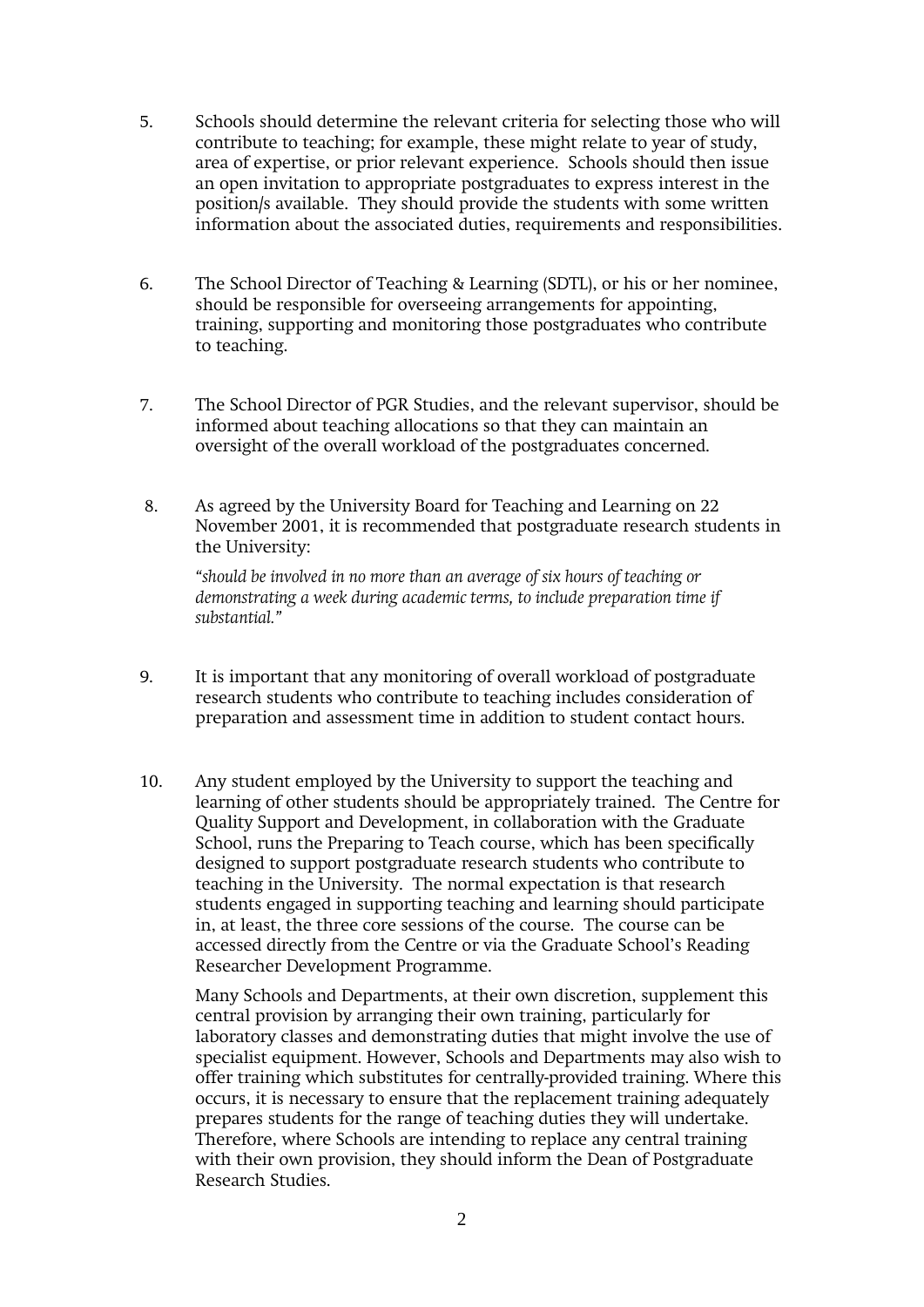5. Schools should determine the relevant criteria for selecting those who will contribute to teaching; for example, these might relate to year of study, area of expertise, or prior relevant experience. Schools should then issue an open invitation to appropriate postgraduates to express interest in the position/s available. They should provide the students with some written information about the associated duties, requirements and responsibilities.

6. The School Director of Teaching & Learning (SDTL), or his or her nominee, should be responsible for overseeing arrangements for appointing, training, supporting and monitoring those postgraduates who contribute to teaching.

7. The School Director of PGR Studies, and the relevant supervisor, should be informed about teaching allocations so that they can maintain an oversight of the overall workload of the postgraduates concerned.

8. As agreed by the University Board for Teaching and Learning on 22 November 2001, it is recommended that postgraduate research students in the University:

   *"should be involved in no more than an average of six hours of teaching or demonstrating a week during academic terms, to include preparation time if substantial."*

9. It is important that any monitoring of overall workload of postgraduate research students who contribute to teaching includes consideration of preparation and assessment time in addition to student contact hours.

10. Any student employed by the University to support the teaching and learning of other students should be appropriately trained. The Centre for Quality Support and Development, in collaboration with the Graduate School, runs the Preparing to Teach course, which has been specifically designed to support postgraduate research students who contribute to teaching in the University. The normal expectation is that research students engaged in supporting teaching and learning should participate in, at least, the three core sessions of the course. The course can be accessed directly from the Centre or via the Graduate School's Reading Researcher Development Programme.

    Many Schools and Departments, at their own discretion, supplement this central provision by arranging their own training, particularly for laboratory classes and demonstrating duties that might involve the use of specialist equipment. However, Schools and Departments may also wish to offer training which substitutes for centrally-provided training. Where this occurs, it is necessary to ensure that the replacement training adequately prepares students for the range of teaching duties they will undertake. Therefore, where Schools are intending to replace any central training with their own provision, they should inform the Dean of Postgraduate Research Studies.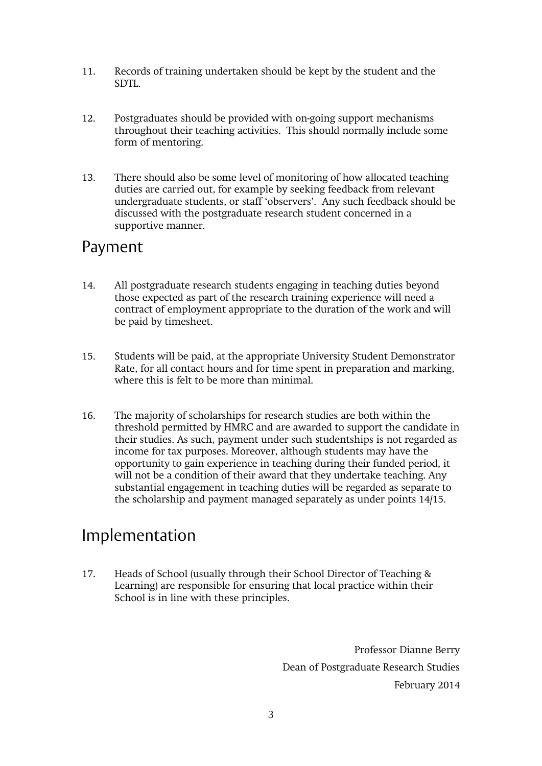11. Records of training undertaken should be kept by the student and the SDTL.

12. Postgraduates should be provided with on-going support mechanisms throughout their teaching activities. This should normally include some form of mentoring.

13. There should also be some level of monitoring of how allocated teaching duties are carried out, for example by seeking feedback from relevant undergraduate students, or staff 'observers'. Any such feedback should be discussed with the postgraduate research student concerned in a supportive manner.

## Payment

14. All postgraduate research students engaging in teaching duties beyond those expected as part of the research training experience will need a contract of employment appropriate to the duration of the work and will be paid by timesheet.

15. Students will be paid, at the appropriate University Student Demonstrator Rate, for all contact hours and for time spent in preparation and marking, where this is felt to be more than minimal.

16. The majority of scholarships for research studies are both within the threshold permitted by HMRC and are awarded to support the candidate in their studies. As such, payment under such studentships is not regarded as income for tax purposes. Moreover, although students may have the opportunity to gain experience in teaching during their funded period, it will not be a condition of their award that they undertake teaching. Any substantial engagement in teaching duties will be regarded as separate to the scholarship and payment managed separately as under points 14/15.

## Implementation

17. Heads of School (usually through their School Director of Teaching & Learning) are responsible for ensuring that local practice within their School is in line with these principles.

Professor Dianne Berry

Dean of Postgraduate Research Studies

February 2014